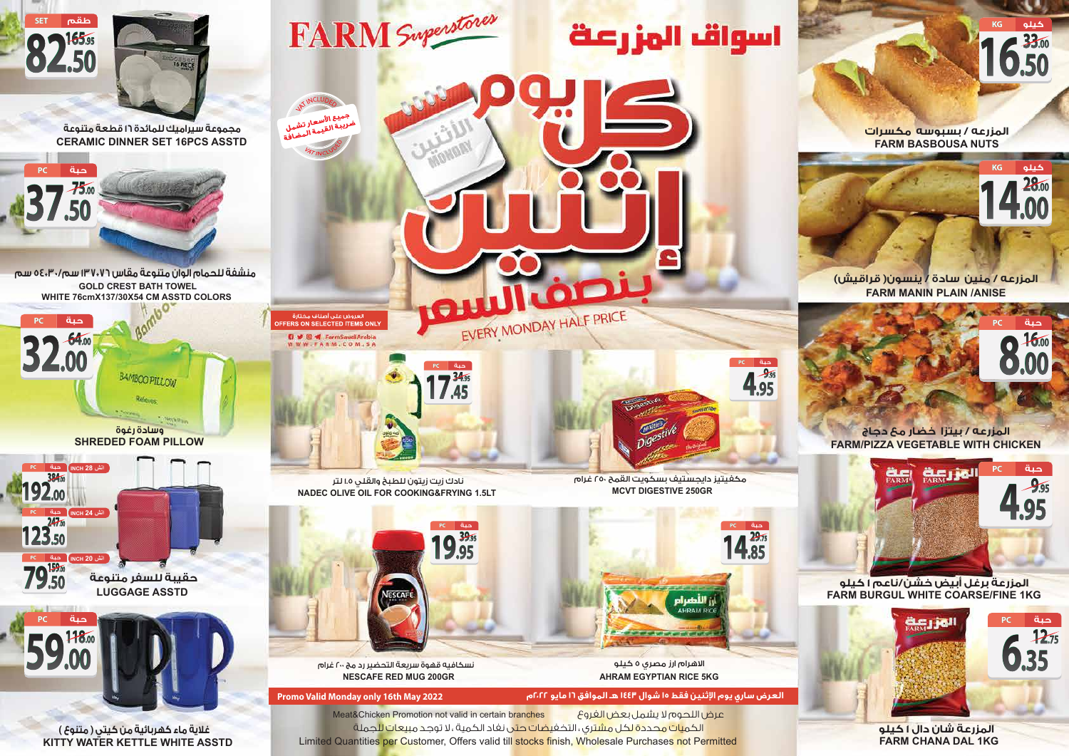# FARM Superstores

# اسواق المزرعة

## كل يوم إثنين بنصف السعر

**EVERY MONDAY HALF PRICE**

جميع الأسعار تشمل ضريبة القيمة المضافة
VAT INCLUDED

العروض على أصناف مختارة
OFFERS ON SELECTED ITEMS ONLY

FarmSaudiArabia
WWW.FARM.COM.SA

---

**SET طقم** 165.95 → **82.50**
مجموعة سيراميك للمائدة ١٦ قطعة متنوعة
CERAMIC DINNER SET 16PCS ASSTD

**PC حبة** 75.00 → **37.50**
منشفة للحمام الوان متنوعة مقاس ٧٦×١٣٧ سم/٣٠×٥٤ سم
GOLD CREST BATH TOWEL
WHITE 76cmX137/30X54 CM ASSTD COLORS

**PC حبة** 64.00 → **32.00**
وسادة رغوة
SHREDED FOAM PILLOW

**PC حبة** INCH 28 انش 384.00 → **192.00**
**PC حبة** INCH 24 انش 247.00 → **123.50**
**PC حبة** INCH 20 انش 159.00 → **79.50**
حقيبة للسفر متنوعة
LUGGAGE ASSTD

**PC حبة** 118.00 → **59.00**
غلاية ماء كهربائية من كيتي ( متنوع )
KITTY WATER KETTLE WHITE ASSTD

**PC حبة** 34.95 → **17.45**
نادك زيت زيتون للطبخ والقلي ١.٥ لتر
NADEC OLIVE OIL FOR COOKING&FRYING 1.5LT

**PC حبة** 9.95 → **4.95**
مكفيتيز دايجستيف بسكويت القمح ٢٥٠ غرام
MCVT DIGESTIVE 250GR

**PC حبة** 39.95 → **19.95**
نسكافيه قهوة سريعة التحضير رد مج ٢٠٠ غرام
NESCAFE RED MUG 200GR

**PC حبة** 29.75 → **14.85**
الاهرام ارز مصري ٥ كيلو
AHRAM EGYPTIAN RICE 5KG

**KG كيلو** 33.00 → **16.50**
المزرعة / بسبوسه مكسرات
FARM BASBOUSA NUTS

**KG كيلو** 28.00 → **14.00**
المزرعه / منين سادة / ينسون( قراقيش)
FARM MANIN PLAIN /ANISE

**PC حبة** 16.00 → **8.00**
المزرعه / بيتزا خضار مع دجاج
FARM/PIZZA VEGETABLE WITH CHICKEN

**PC حبة** 9.95 → **4.95**
المزرعة برغل أبيض خشن/ناعم ١ كيلو
FARM BURGUL WHITE COARSE/FINE 1KG

**PC حبة** 12.75 → **6.35**
المزرعة شان دال ١ كيلو
FARM CHANA DAL 1KG

---

**Promo Valid Monday only 16th May 2022**
العرض ساري يوم الإثنين فقط ١٥ شوال ١٤٤٣ هـ الموافق ١٦ مايو ٢٠٢٢م

Meat&Chicken Promotion not valid in certain branches عرض اللحوم لا يشمل بعض الفروع
الكميات محددة لكل مشتري، التخفيضات حتى نفاذ الكمية، لا توجد مبيعات للجملة
Limited Quantities per Customer, Offers valid till stocks finish, Wholesale Purchases not Permitted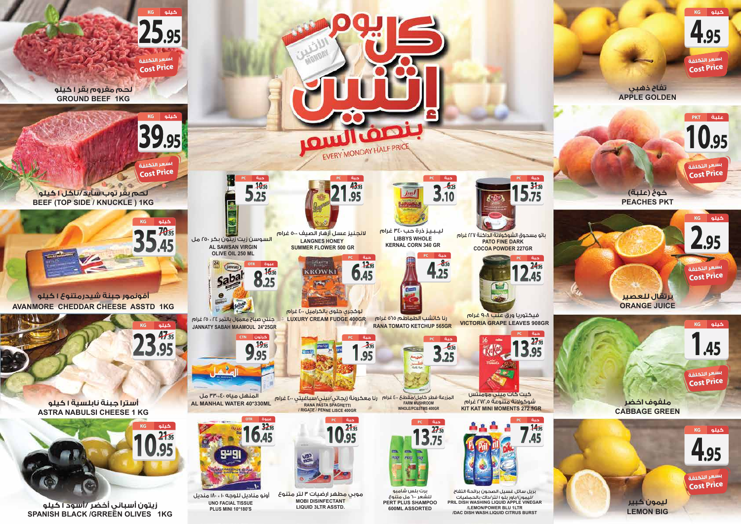# كل يوم إثنين بنصف السعر

EVERY MONDAY HALF PRICE

الاثنين MONDAY

## Cost Price بسعر التكلفة

- لحم مفروم بقر ١ كيلو — GROUND BEEF 1KG — KG كيلو — 25.95 — بسعر التكلفة Cost Price
- لحم بقر توب سايد/ناكل ١ كيلو — BEEF (TOP SIDE / KNUCKLE ) 1KG — KG كيلو — 39.95 — بسعر التكلفة Cost Price
- أفونمور جبنة شيدر متنوع ١ كيلو — AVANMORE CHEDDAR CHEESE ASSTD 1KG — KG كيلو — 70.95 — 35.45
- أسترا جبنة نابلسية ١ كيلو — ASTRA NABULSI CHEESE 1 KG — KG كيلو — 47.95 — 23.95
- زيتون أسباني أخضر /أسود ١ كيلو — SPANISH BLACK /GREEN OLIVES 1KG — KG كيلو — 21.95 — 10.95
- تفاح ذهبي — APPLE GOLDEN — KG كيلو — 4.95 — بسعر التكلفة Cost Price
- خوخ (علبة) — PEACHES PKT — PKT علبة — 10.95 — بسعر التكلفة Cost Price
- برتقال للعصير — ORANGE JUICE — KG كيلو — 2.95 — بسعر التكلفة Cost Price
- ملفوف اخضر — CABBAGE GREEN — KG كيلو — 1.45 — بسعر التكلفة Cost Price
- ليمون كبير — LEMON BIG — KG كيلو — 4.95 — بسعر التكلفة Cost Price

## Half Price

- باتو مسحوق الشوكولاتة الداكنة ٢٢٧ غرام — PATO FINE DARK COCOA POWDER 227GR — PC حبة — 31.50 — 15.75
- ليبيز ذرة حب ٣٤٠ غرام — LIBBYS WHOLE KERNAL CORN 340 GR — PC حبة — 6.25 — 3.10
- لانجنيز عسل أزهار الصيف ٥٠٠ غرام — LANGNES HONEY SUMMER FLOWER 500 GR — PC حبة — 43.95 — 21.95
- السوسن زيت زيتون بكر ٢٥٠ مل — AL SAWSAN VIRGIN OLIVE OIL 250 ML — PC حبة — 10.50 — 5.25
- فيكتوريا ورق عنب ٩٠٨ غرام — VICTORIA GRAPE LEAVES 908GR — PC حبة — 24.95 — 12.45
- رنا كاتشب الطماطم ٥٦٥ غرام — RANA TOMATO KETCHUP 565GR — PC حبة — 8.50 — 4.25
- لوكجري حلوى بالكراميل ٤٠٠ غرام — LUXURY CREAM FUDGE 400GR — PC حبة — 12.95 — 6.45
- جنتي صباح معمول بالتمر ٢٤ × ٢٥ غرام — JANNATY SABAH MAAMOUL 24*25GR — OTR عبوة — 16.50 — 8.25
- كيت كات ميني مومنتس شوكولاتة متنوعة ٢٧٢.٥ غرام — KIT KAT MINI MOMENTS 272.5GR — PC حبة — 27.95 — 13.95
- المزرعة فطر كامل/مقطع ٤٠٠ غرام — FARM MUSHROOM WHOLE/PC&STMS 400GR — PC حبة — 6.50 — 3.25
- رنا معكرونة ريجاتي/بيني/سباغيتي ٤٠٠ غرام — RANA PASTA SPAGHETTI / RIGATE / PENNE LISCE 400GR — PC حبة — 3.95 — 1.95
- المنهل مياه ٤٠ × ٣٣٠ مل — AL MANHAL WATER 40*330ML — CTN كرتون — 19.95 — 9.95
- بريل سائل غسيل الصحون برائحة التفاح /ليمون/باور بلو / ال ترداك بالحمضيات — PRIL DISH WASHING LIQUID APPLE VINEGAR /LEMON/POWER BLU 1LTR /DAC DISH WASH.LIQUID CITRUS BURST — PC حبة — 14.95 — 7.45
- برت بلس شامبو للشعر ٦٠٠ مل متنوع — PERT PLUS SHAMPOO 600ML ASSORTED — PC حبة — 27.50 — 13.75
- موبي مطهر ارضيات ٣ لتر متنوع — MOBI DISINFECTANT LIQUID 3LTR ASSTD. — PC حبة — 21.95 — 10.95
- أونو مناديل للوجه ١٠ × ١٨٠ منديل — UNO FACIAL TISSUE PLUS MINI 10*180'S — OTR عبوة — 32.95 — 16.45